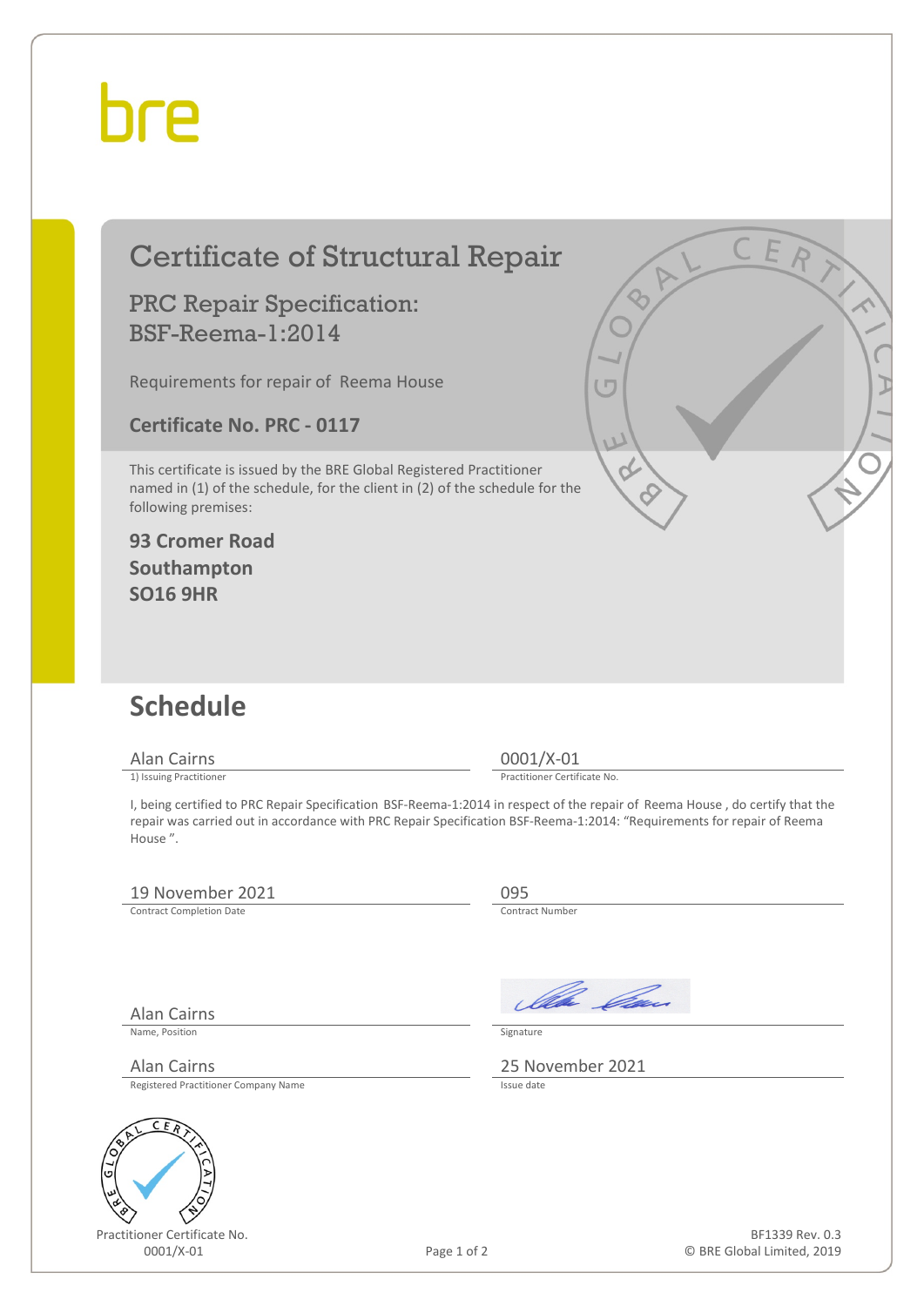bre

# Certificate of Structural Repair

## PRC Repair Specification: BSF-Reema-1:2014

Requirements for repair of Reema House

**Certificate No. PRC - 0117**

This certificate is issued by the BRE Global Registered Practitioner named in (1) of the schedule, for the client in (2) of the schedule for the following premises:

**93 Cromer Road**
**Southampton**
**SO16 9HR**

## Schedule

| | |
|---|---|
| Alan Cairns | 0001/X-01 |
| 1) Issuing Practitioner | Practitioner Certificate No. |

I, being certified to PRC Repair Specification BSF-Reema-1:2014 in respect of the repair of Reema House , do certify that the repair was carried out in accordance with PRC Repair Specification BSF-Reema-1:2014: "Requirements for repair of Reema House ".

| | |
|---|---|
| 19 November 2021 | 095 |
| Contract Completion Date | Contract Number |

| | |
|---|---|
| Alan Cairns | [Signature] |
| Name, Position | Signature |
| Alan Cairns | 25 November 2021 |
| Registered Practitioner Company Name | Issue date |

Practitioner Certificate No.
0001/X-01

BF1339 Rev. 0.3
© BRE Global Limited, 2019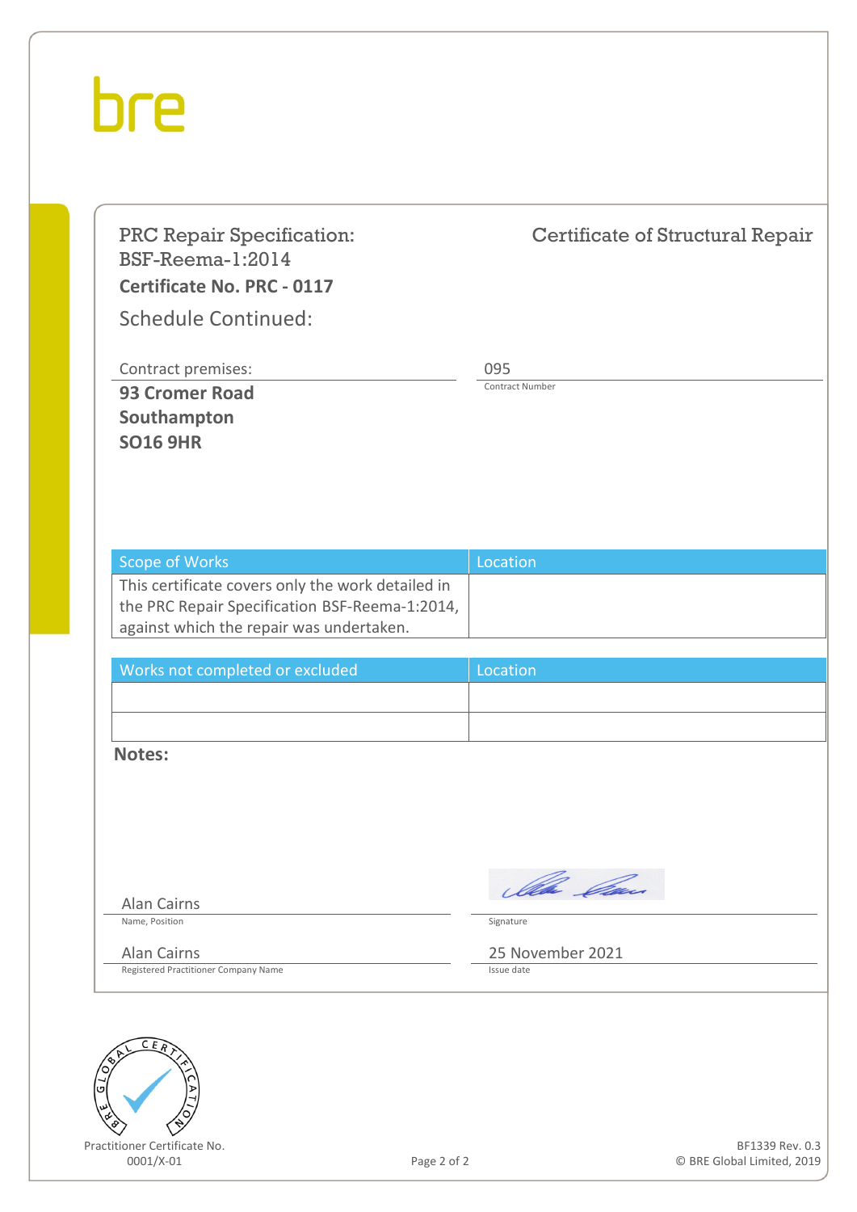bre

PRC Repair Specification:
BSF-Reema-1:2014

**Certificate No. PRC - 0117**

Certificate of Structural Repair

## Schedule Continued:

Contract premises:

**93 Cromer Road**
**Southampton**
**SO16 9HR**

095
Contract Number

| Scope of Works | Location |
| --- | --- |
| This certificate covers only the work detailed in the PRC Repair Specification BSF-Reema-1:2014, against which the repair was undertaken. | |

| Works not completed or excluded | Location |
| --- | --- |
| | |
| | |

**Notes:**

Alan Cairns
Name, Position

Signature

Alan Cairns
Registered Practitioner Company Name

25 November 2021
Issue date

BRE GLOBAL CERTIFICATION

Practitioner Certificate No.
0001/X-01

BF1339 Rev. 0.3
© BRE Global Limited, 2019